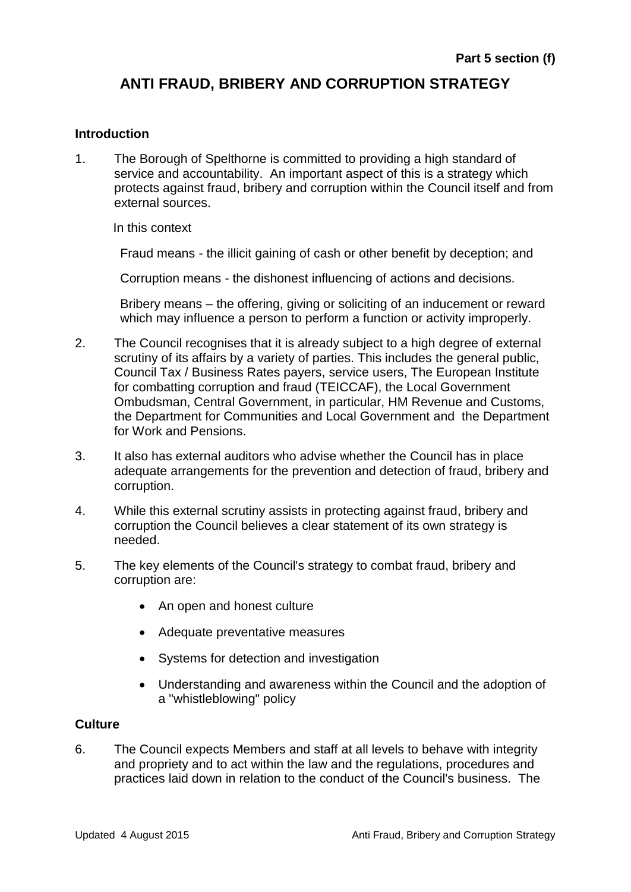**Part 5 section (f)**

# ANTI FRAUD, BRIBERY AND CORRUPTION STRATEGY

## Introduction

1. The Borough of Spelthorne is committed to providing a high standard of service and accountability. An important aspect of this is a strategy which protects against fraud, bribery and corruption within the Council itself and from external sources.

   In this context

   Fraud means - the illicit gaining of cash or other benefit by deception; and

   Corruption means - the dishonest influencing of actions and decisions.

   Bribery means – the offering, giving or soliciting of an inducement or reward which may influence a person to perform a function or activity improperly.

2. The Council recognises that it is already subject to a high degree of external scrutiny of its affairs by a variety of parties. This includes the general public, Council Tax / Business Rates payers, service users, The European Institute for combatting corruption and fraud (TEICCAF), the Local Government Ombudsman, Central Government, in particular, HM Revenue and Customs, the Department for Communities and Local Government and the Department for Work and Pensions.

3. It also has external auditors who advise whether the Council has in place adequate arrangements for the prevention and detection of fraud, bribery and corruption.

4. While this external scrutiny assists in protecting against fraud, bribery and corruption the Council believes a clear statement of its own strategy is needed.

5. The key elements of the Council's strategy to combat fraud, bribery and corruption are:

   - An open and honest culture
   - Adequate preventative measures
   - Systems for detection and investigation
   - Understanding and awareness within the Council and the adoption of a "whistleblowing" policy

## Culture

6. The Council expects Members and staff at all levels to behave with integrity and propriety and to act within the law and the regulations, procedures and practices laid down in relation to the conduct of the Council's business. The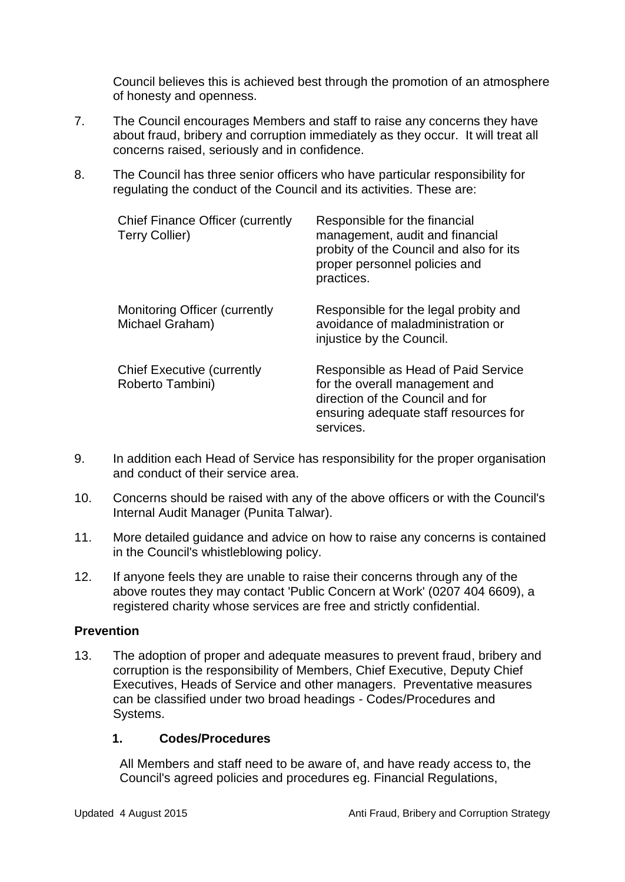Council believes this is achieved best through the promotion of an atmosphere of honesty and openness.

7. The Council encourages Members and staff to raise any concerns they have about fraud, bribery and corruption immediately as they occur. It will treat all concerns raised, seriously and in confidence.

8. The Council has three senior officers who have particular responsibility for regulating the conduct of the Council and its activities. These are:

| | |
|---|---|
| Chief Finance Officer (currently Terry Collier) | Responsible for the financial management, audit and financial probity of the Council and also for its proper personnel policies and practices. |
| Monitoring Officer (currently Michael Graham) | Responsible for the legal probity and avoidance of maladministration or injustice by the Council. |
| Chief Executive (currently Roberto Tambini) | Responsible as Head of Paid Service for the overall management and direction of the Council and for ensuring adequate staff resources for services. |

9. In addition each Head of Service has responsibility for the proper organisation and conduct of their service area.

10. Concerns should be raised with any of the above officers or with the Council's Internal Audit Manager (Punita Talwar).

11. More detailed guidance and advice on how to raise any concerns is contained in the Council's whistleblowing policy.

12. If anyone feels they are unable to raise their concerns through any of the above routes they may contact 'Public Concern at Work' (0207 404 6609), a registered charity whose services are free and strictly confidential.

**Prevention**

13. The adoption of proper and adequate measures to prevent fraud, bribery and corruption is the responsibility of Members, Chief Executive, Deputy Chief Executives, Heads of Service and other managers. Preventative measures can be classified under two broad headings - Codes/Procedures and Systems.

**1. Codes/Procedures**

All Members and staff need to be aware of, and have ready access to, the Council's agreed policies and procedures eg. Financial Regulations,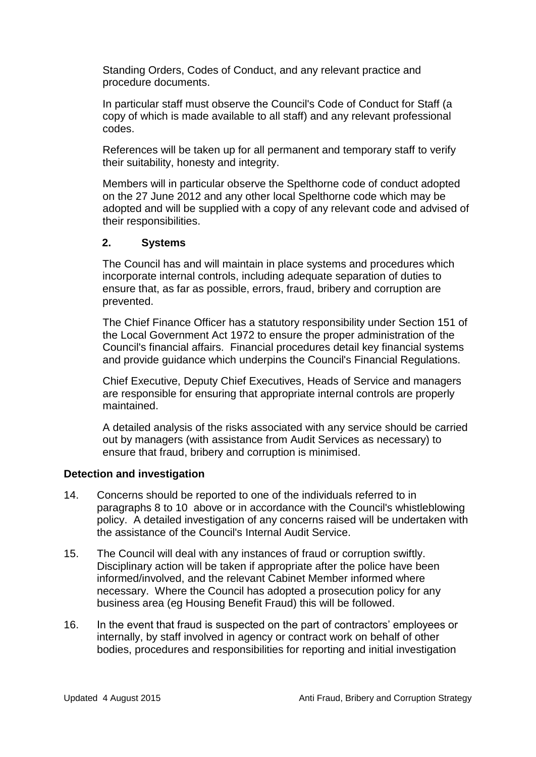Standing Orders, Codes of Conduct, and any relevant practice and procedure documents.

In particular staff must observe the Council's Code of Conduct for Staff (a copy of which is made available to all staff) and any relevant professional codes.

References will be taken up for all permanent and temporary staff to verify their suitability, honesty and integrity.

Members will in particular observe the Spelthorne code of conduct adopted on the 27 June 2012 and any other local Spelthorne code which may be adopted and will be supplied with a copy of any relevant code and advised of their responsibilities.

**2. Systems**

The Council has and will maintain in place systems and procedures which incorporate internal controls, including adequate separation of duties to ensure that, as far as possible, errors, fraud, bribery and corruption are prevented.

The Chief Finance Officer has a statutory responsibility under Section 151 of the Local Government Act 1972 to ensure the proper administration of the Council's financial affairs. Financial procedures detail key financial systems and provide guidance which underpins the Council's Financial Regulations.

Chief Executive, Deputy Chief Executives, Heads of Service and managers are responsible for ensuring that appropriate internal controls are properly maintained.

A detailed analysis of the risks associated with any service should be carried out by managers (with assistance from Audit Services as necessary) to ensure that fraud, bribery and corruption is minimised.

**Detection and investigation**

14. Concerns should be reported to one of the individuals referred to in paragraphs 8 to 10 above or in accordance with the Council's whistleblowing policy. A detailed investigation of any concerns raised will be undertaken with the assistance of the Council's Internal Audit Service.

15. The Council will deal with any instances of fraud or corruption swiftly. Disciplinary action will be taken if appropriate after the police have been informed/involved, and the relevant Cabinet Member informed where necessary. Where the Council has adopted a prosecution policy for any business area (eg Housing Benefit Fraud) this will be followed.

16. In the event that fraud is suspected on the part of contractors' employees or internally, by staff involved in agency or contract work on behalf of other bodies, procedures and responsibilities for reporting and initial investigation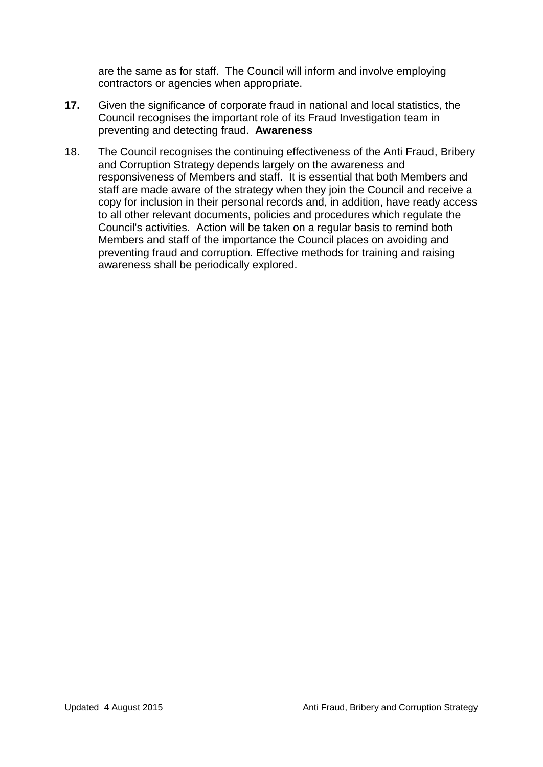are the same as for staff. The Council will inform and involve employing contractors or agencies when appropriate.

**17.** Given the significance of corporate fraud in national and local statistics, the Council recognises the important role of its Fraud Investigation team in preventing and detecting fraud. **Awareness**

18. The Council recognises the continuing effectiveness of the Anti Fraud, Bribery and Corruption Strategy depends largely on the awareness and responsiveness of Members and staff. It is essential that both Members and staff are made aware of the strategy when they join the Council and receive a copy for inclusion in their personal records and, in addition, have ready access to all other relevant documents, policies and procedures which regulate the Council's activities. Action will be taken on a regular basis to remind both Members and staff of the importance the Council places on avoiding and preventing fraud and corruption. Effective methods for training and raising awareness shall be periodically explored.